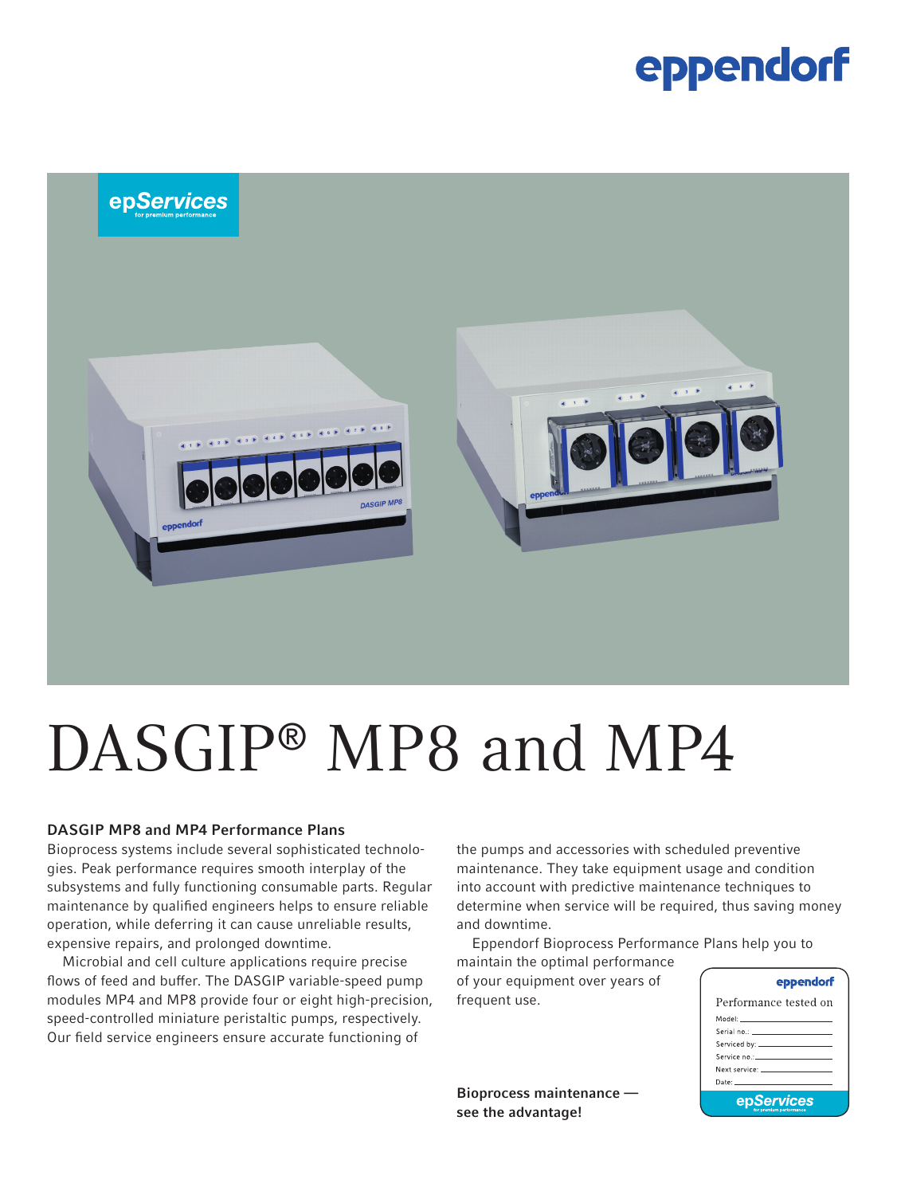# DASGIP® MP8 and MP4

### DASGIP MP8 and MP4 Performance Plans

Bioprocess systems include several sophisticated technologies. Peak performance requires smooth interplay of the subsystems and fully functioning consumable parts. Regular maintenance by qualified engineers helps to ensure reliable operation, while deferring it can cause unreliable results, expensive repairs, and prolonged downtime.

Microbial and cell culture applications require precise flows of feed and buffer. The DASGIP variable-speed pump modules MP4 and MP8 provide four or eight high-precision, speed-controlled miniature peristaltic pumps, respectively. Our field service engineers ensure accurate functioning of the pumps and accessories with scheduled preventive maintenance. They take equipment usage and condition into account with predictive maintenance techniques to determine when service will be required, thus saving money and downtime.

Eppendorf Bioprocess Performance Plans help you to maintain the optimal performance of your equipment over years of frequent use.

**Bioprocess maintenance — see the advantage!**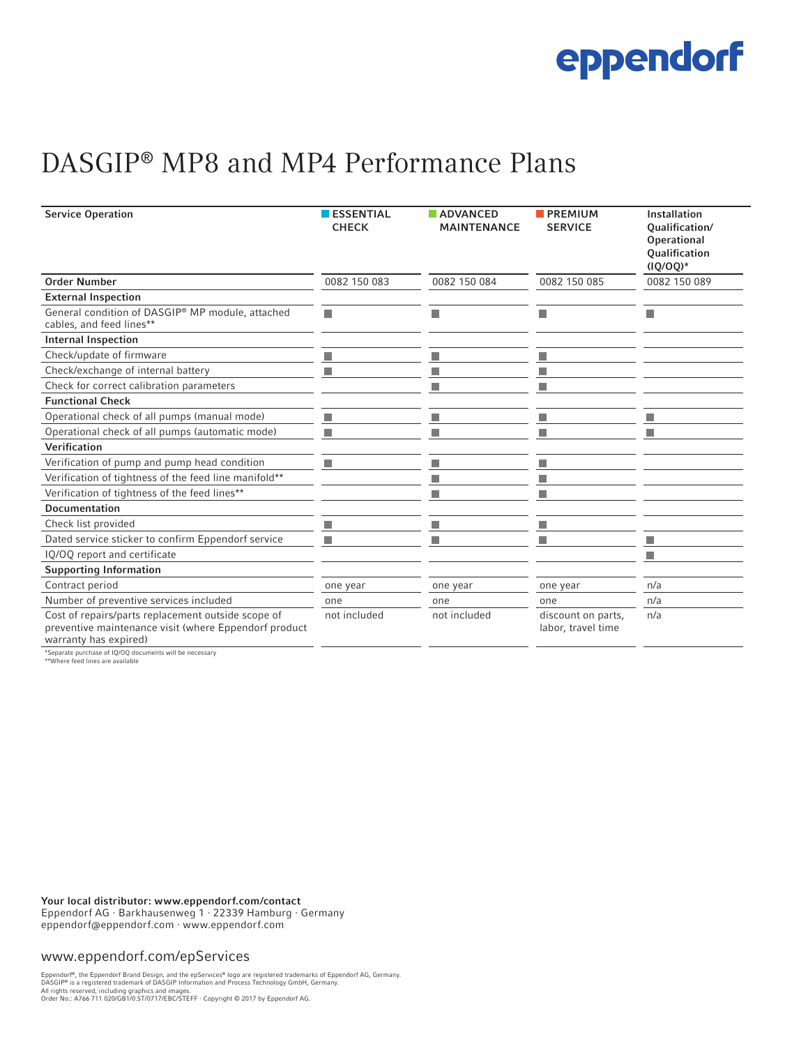# DASGIP® MP8 and MP4 Performance Plans

| Service Operation | ESSENTIAL CHECK | ADVANCED MAINTENANCE | PREMIUM SERVICE | Installation Qualification/ Operational Qualification (IQ/OQ)* |
|---|---|---|---|---|
| **Order Number** | 0082 150 083 | 0082 150 084 | 0082 150 085 | 0082 150 089 |
| **External Inspection** | | | | |
| General condition of DASGIP® MP module, attached cables, and feed lines** | ■ | ■ | ■ | ■ |
| **Internal Inspection** | | | | |
| Check/update of firmware | ■ | ■ | ■ | |
| Check/exchange of internal battery | ■ | ■ | ■ | |
| Check for correct calibration parameters | | ■ | ■ | |
| **Functional Check** | | | | |
| Operational check of all pumps (manual mode) | ■ | ■ | ■ | ■ |
| Operational check of all pumps (automatic mode) | ■ | ■ | ■ | ■ |
| **Verification** | | | | |
| Verification of pump and pump head condition | ■ | ■ | ■ | |
| Verification of tightness of the feed line manifold** | | ■ | ■ | |
| Verification of tightness of the feed lines** | | ■ | ■ | |
| **Documentation** | | | | |
| Check list provided | ■ | ■ | ■ | |
| Dated service sticker to confirm Eppendorf service | ■ | ■ | ■ | ■ |
| IQ/OQ report and certificate | | | | ■ |
| **Supporting Information** | | | | |
| Contract period | one year | one year | one year | n/a |
| Number of preventive services included | one | one | one | n/a |
| Cost of repairs/parts replacement outside scope of preventive maintenance visit (where Eppendorf product warranty has expired) | not included | not included | discount on parts, labor, travel time | n/a |

*Separate purchase of IQ/OQ documents will be necessary
**Where feed lines are available

**Your local distributor: www.eppendorf.com/contact**
Eppendorf AG · Barkhausenweg 1 · 22339 Hamburg · Germany
eppendorf@eppendorf.com · www.eppendorf.com

www.eppendorf.com/epServices

Eppendorf®, the Eppendorf Brand Design, and the epServices® logo are registered trademarks of Eppendorf AG, Germany.
DASGIP® is a registered trademark of DASGIP Information and Process Technology GmbH, Germany.
All rights reserved, including graphics and images.
Order No.: A766 711 020/GB1/0.5T/0717/EBC/STEFF · Copyright © 2017 by Eppendorf AG.